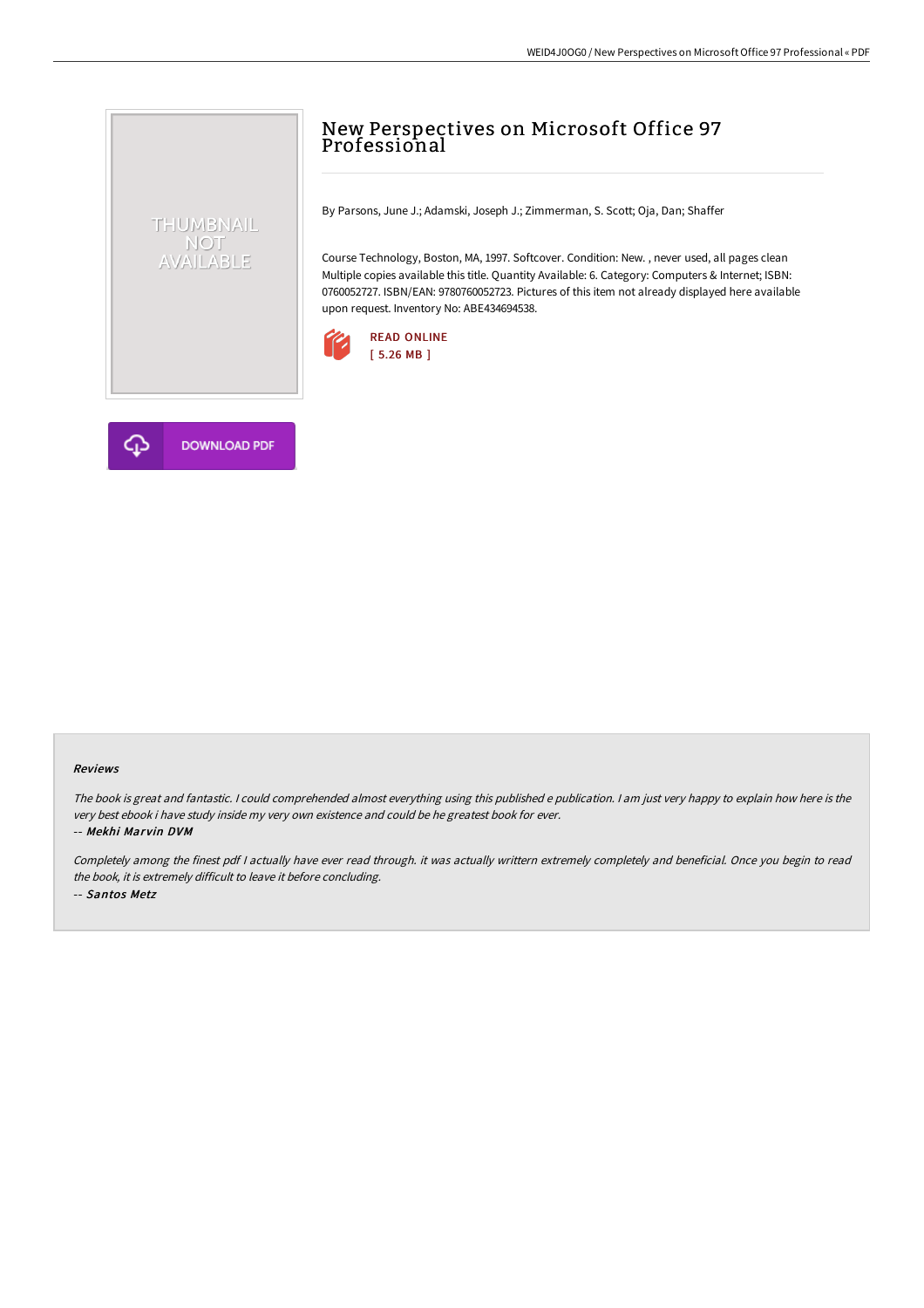# New Perspectives on Microsoft Office 97 Professional

By Parsons, June J.; Adamski, Joseph J.; Zimmerman, S. Scott; Oja, Dan; Shaffer

Course Technology, Boston, MA, 1997. Softcover. Condition: New. , never used, all pages clean Multiple copies available this title. Quantity Available: 6. Category: Computers & Internet; ISBN: 0760052727. ISBN/EAN: 9780760052723. Pictures of this item not already displayed here available upon request. Inventory No: ABE434694538.

READ ONLINE
[ 5.26 MB ]

DOWNLOAD PDF

### Reviews

*The book is great and fantastic. I could comprehended almost everything using this published e publication. I am just very happy to explain how here is the very best ebook i have study inside my very own existence and could be he greatest book for ever.*

*-- Mekhi Marvin DVM*

*Completely among the finest pdf I actually have ever read through. it was actually writtern extremely completely and beneficial. Once you begin to read the book, it is extremely difficult to leave it before concluding.*

*-- Santos Metz*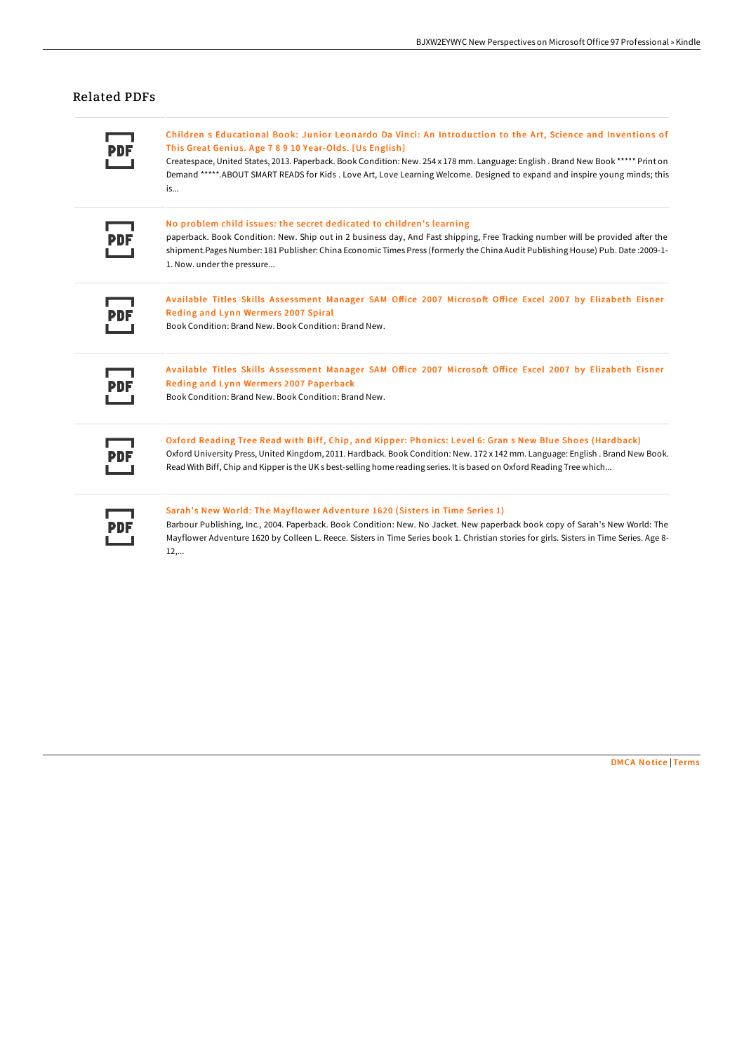## Related PDFs

**Children s Educational Book: Junior Leonardo Da Vinci: An Introduction to the Art, Science and Inventions of This Great Genius. Age 7 8 9 10 Year-Olds. [Us English]**

Createspace, United States, 2013. Paperback. Book Condition: New. 254 x 178 mm. Language: English . Brand New Book ***** Print on Demand *****.ABOUT SMART READS for Kids . Love Art, Love Learning Welcome. Designed to expand and inspire young minds; this is...

**No problem child issues: the secret dedicated to children's learning**

paperback. Book Condition: New. Ship out in 2 business day, And Fast shipping, Free Tracking number will be provided after the shipment.Pages Number: 181 Publisher: China Economic Times Press (formerly the China Audit Publishing House) Pub. Date :2009-1-1. Now. under the pressure...

**Available Titles Skills Assessment Manager SAM Office 2007 Microsoft Office Excel 2007 by Elizabeth Eisner Reding and Lynn Wermers 2007 Spiral**

Book Condition: Brand New. Book Condition: Brand New.

**Available Titles Skills Assessment Manager SAM Office 2007 Microsoft Office Excel 2007 by Elizabeth Eisner Reding and Lynn Wermers 2007 Paperback**

Book Condition: Brand New. Book Condition: Brand New.

**Oxford Reading Tree Read with Biff, Chip, and Kipper: Phonics: Level 6: Gran s New Blue Shoes (Hardback)**

Oxford University Press, United Kingdom, 2011. Hardback. Book Condition: New. 172 x 142 mm. Language: English . Brand New Book. Read With Biff, Chip and Kipper is the UK s best-selling home reading series. It is based on Oxford Reading Tree which...

**Sarah's New World: The Mayflower Adventure 1620 (Sisters in Time Series 1)**

Barbour Publishing, Inc., 2004. Paperback. Book Condition: New. No Jacket. New paperback book copy of Sarah's New World: The Mayflower Adventure 1620 by Colleen L. Reece. Sisters in Time Series book 1. Christian stories for girls. Sisters in Time Series. Age 8-12,...

DMCA Notice | Terms